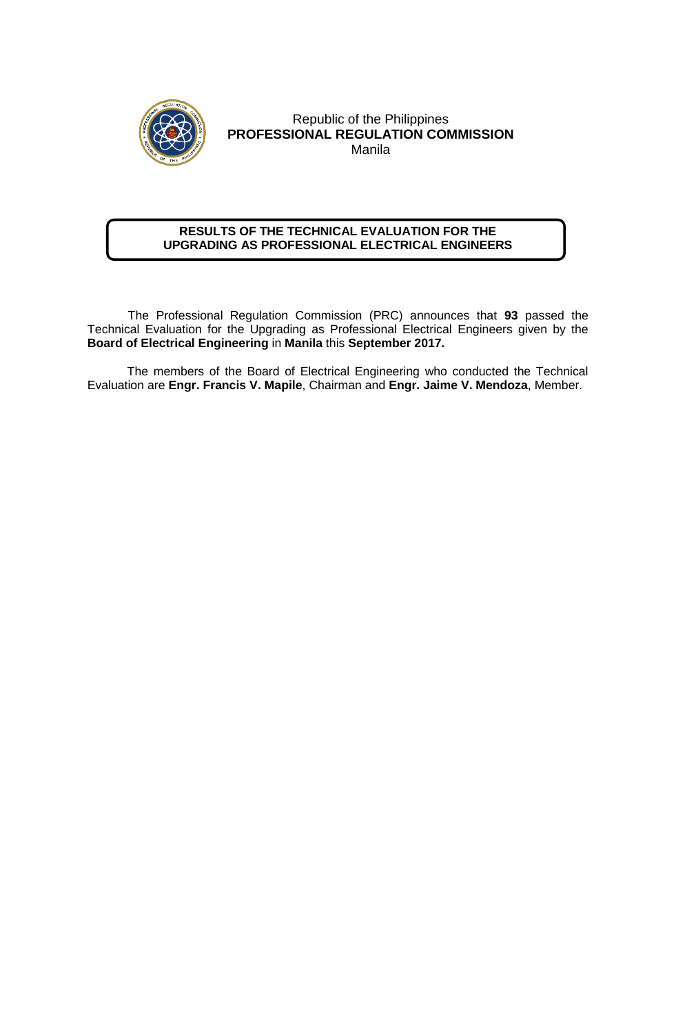Republic of the Philippines
**PROFESSIONAL REGULATION COMMISSION**
Manila

## RESULTS OF THE TECHNICAL EVALUATION FOR THE UPGRADING AS PROFESSIONAL ELECTRICAL ENGINEERS

The Professional Regulation Commission (PRC) announces that **93** passed the Technical Evaluation for the Upgrading as Professional Electrical Engineers given by the **Board of Electrical Engineering** in **Manila** this **September 2017.**

The members of the Board of Electrical Engineering who conducted the Technical Evaluation are **Engr. Francis V. Mapile**, Chairman and **Engr. Jaime V. Mendoza**, Member.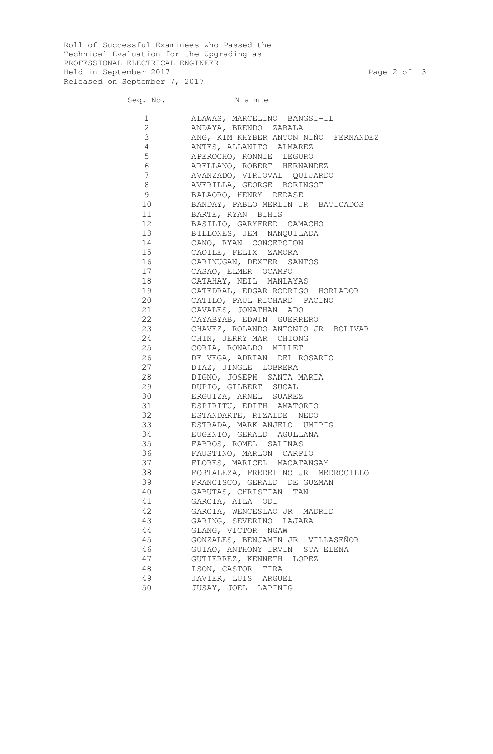Roll of Successful Examinees who Passed the
Technical Evaluation for the Upgrading as
PROFESSIONAL ELECTRICAL ENGINEER
Held in September 2017
Released on September 7, 2017

| Seq. No. | Name |
|---|---|
| 1 | ALAWAS, MARCELINO BANGSI-IL |
| 2 | ANDAYA, BRENDO ZABALA |
| 3 | ANG, KIM KHYBER ANTON NIÑO FERNANDEZ |
| 4 | ANTES, ALLANITO ALMAREZ |
| 5 | APEROCHO, RONNIE LEGURO |
| 6 | ARELLANO, ROBERT HERNANDEZ |
| 7 | AVANZADO, VIRJOVAL QUIJARDO |
| 8 | AVERILLA, GEORGE BORINGOT |
| 9 | BALAORO, HENRY DEDASE |
| 10 | BANDAY, PABLO MERLIN JR BATICADOS |
| 11 | BARTE, RYAN BIHIS |
| 12 | BASILIO, GARYFRED CAMACHO |
| 13 | BILLONES, JEM NANQUILADA |
| 14 | CANO, RYAN CONCEPCION |
| 15 | CAOILE, FELIX ZAMORA |
| 16 | CARINUGAN, DEXTER SANTOS |
| 17 | CASAO, ELMER OCAMPO |
| 18 | CATAHAY, NEIL MANLAYAS |
| 19 | CATEDRAL, EDGAR RODRIGO HORLADOR |
| 20 | CATILO, PAUL RICHARD PACINO |
| 21 | CAVALES, JONATHAN ADO |
| 22 | CAYABYAB, EDWIN GUERRERO |
| 23 | CHAVEZ, ROLANDO ANTONIO JR BOLIVAR |
| 24 | CHIN, JERRY MAR CHIONG |
| 25 | CORIA, RONALDO MILLET |
| 26 | DE VEGA, ADRIAN DEL ROSARIO |
| 27 | DIAZ, JINGLE LOBRERA |
| 28 | DIGNO, JOSEPH SANTA MARIA |
| 29 | DUPIO, GILBERT SUCAL |
| 30 | ERGUIZA, ARNEL SUAREZ |
| 31 | ESPIRITU, EDITH AMATORIO |
| 32 | ESTANDARTE, RIZALDE NEDO |
| 33 | ESTRADA, MARK ANJELO UMIPIG |
| 34 | EUGENIO, GERALD AGULLANA |
| 35 | FABROS, ROMEL SALINAS |
| 36 | FAUSTINO, MARLON CARPIO |
| 37 | FLORES, MARICEL MACATANGAY |
| 38 | FORTALEZA, FREDELINO JR MEDROCILLO |
| 39 | FRANCISCO, GERALD DE GUZMAN |
| 40 | GABUTAS, CHRISTIAN TAN |
| 41 | GARCIA, AILA ODI |
| 42 | GARCIA, WENCESLAO JR MADRID |
| 43 | GARING, SEVERINO LAJARA |
| 44 | GLANG, VICTOR NGAW |
| 45 | GONZALES, BENJAMIN JR VILLASEÑOR |
| 46 | GUIAO, ANTHONY IRVIN STA ELENA |
| 47 | GUTIERREZ, KENNETH LOPEZ |
| 48 | ISON, CASTOR TIRA |
| 49 | JAVIER, LUIS ARGUEL |
| 50 | JUSAY, JOEL LAPINIG |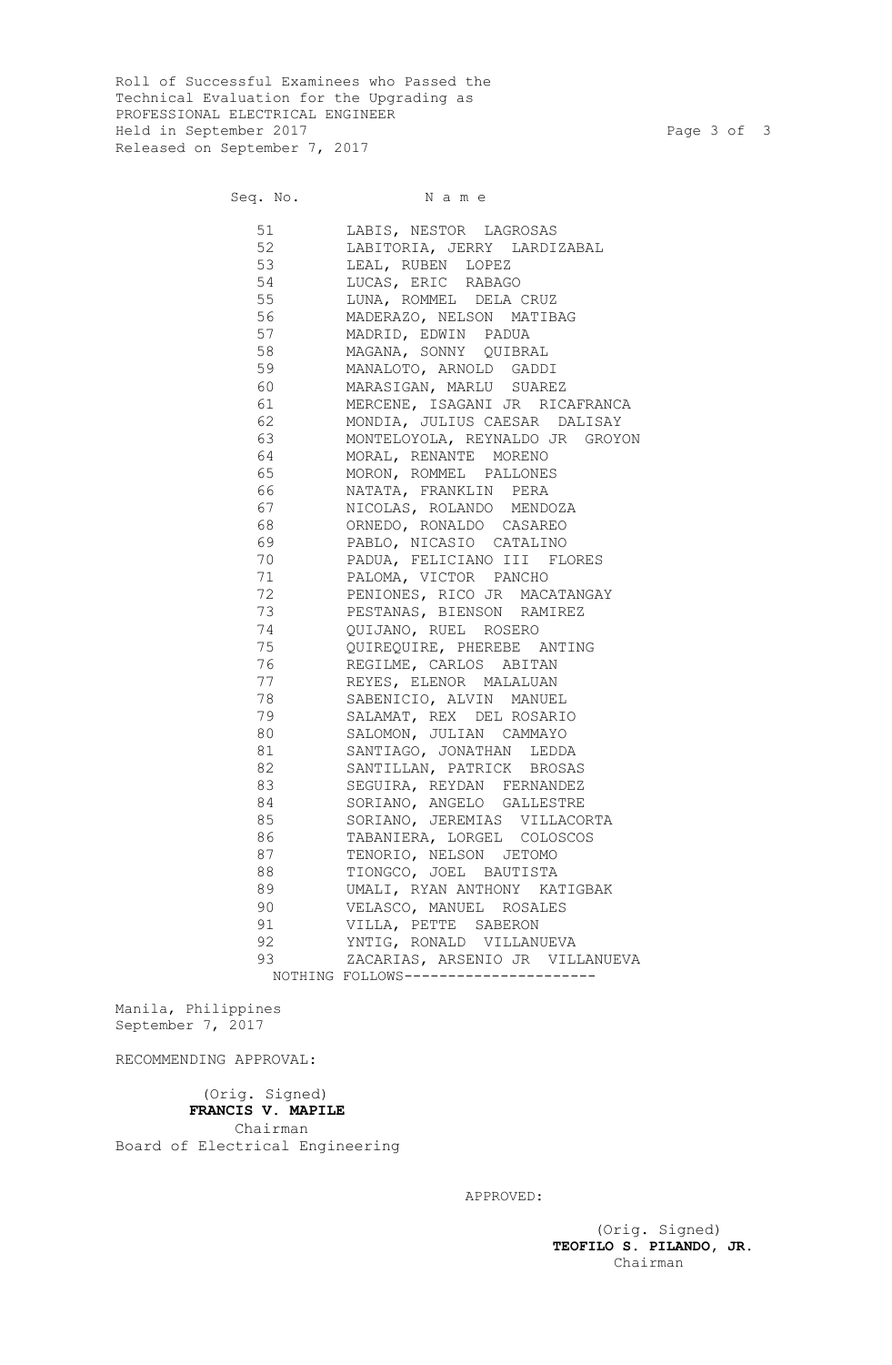Roll of Successful Examinees who Passed the
Technical Evaluation for the Upgrading as
PROFESSIONAL ELECTRICAL ENGINEER
Held in September 2017
Released on September 7, 2017

| Seq. No. | N a m e |
|---|---|
| 51 | LABIS, NESTOR LAGROSAS |
| 52 | LABITORIA, JERRY LARDIZABAL |
| 53 | LEAL, RUBEN LOPEZ |
| 54 | LUCAS, ERIC RABAGO |
| 55 | LUNA, ROMMEL DELA CRUZ |
| 56 | MADERAZO, NELSON MATIBAG |
| 57 | MADRID, EDWIN PADUA |
| 58 | MAGANA, SONNY QUIBRAL |
| 59 | MANALOTO, ARNOLD GADDI |
| 60 | MARASIGAN, MARLU SUAREZ |
| 61 | MERCENE, ISAGANI JR RICAFRANCA |
| 62 | MONDIA, JULIUS CAESAR DALISAY |
| 63 | MONTELOYOLA, REYNALDO JR GROYON |
| 64 | MORAL, RENANTE MORENO |
| 65 | MORON, ROMMEL PALLONES |
| 66 | NATATA, FRANKLIN PERA |
| 67 | NICOLAS, ROLANDO MENDOZA |
| 68 | ORNEDO, RONALDO CASAREO |
| 69 | PABLO, NICASIO CATALINO |
| 70 | PADUA, FELICIANO III FLORES |
| 71 | PALOMA, VICTOR PANCHO |
| 72 | PENIONES, RICO JR MACATANGAY |
| 73 | PESTANAS, BIENSON RAMIREZ |
| 74 | QUIJANO, RUEL ROSERO |
| 75 | QUIREQUIRE, PHEREBE ANTING |
| 76 | REGILME, CARLOS ABITAN |
| 77 | REYES, ELENOR MALALUAN |
| 78 | SABENICIO, ALVIN MANUEL |
| 79 | SALAMAT, REX DEL ROSARIO |
| 80 | SALOMON, JULIAN CAMMAYO |
| 81 | SANTIAGO, JONATHAN LEDDA |
| 82 | SANTILLAN, PATRICK BROSAS |
| 83 | SEGUIRA, REYDAN FERNANDEZ |
| 84 | SORIANO, ANGELO GALLESTRE |
| 85 | SORIANO, JEREMIAS VILLACORTA |
| 86 | TABANIERA, LORGEL COLOSCOS |
| 87 | TENORIO, NELSON JETOMO |
| 88 | TIONGCO, JOEL BAUTISTA |
| 89 | UMALI, RYAN ANTHONY KATIGBAK |
| 90 | VELASCO, MANUEL ROSALES |
| 91 | VILLA, PETTE SABERON |
| 92 | YNTIG, RONALD VILLANUEVA |
| 93 | ZACARIAS, ARSENIO JR VILLANUEVA |

NOTHING FOLLOWS----------------------

Manila, Philippines
September 7, 2017

RECOMMENDING APPROVAL:

(Orig. Signed)
**FRANCIS V. MAPILE**
Chairman
Board of Electrical Engineering

APPROVED:

(Orig. Signed)
**TEOFILO S. PILANDO, JR.**
Chairman